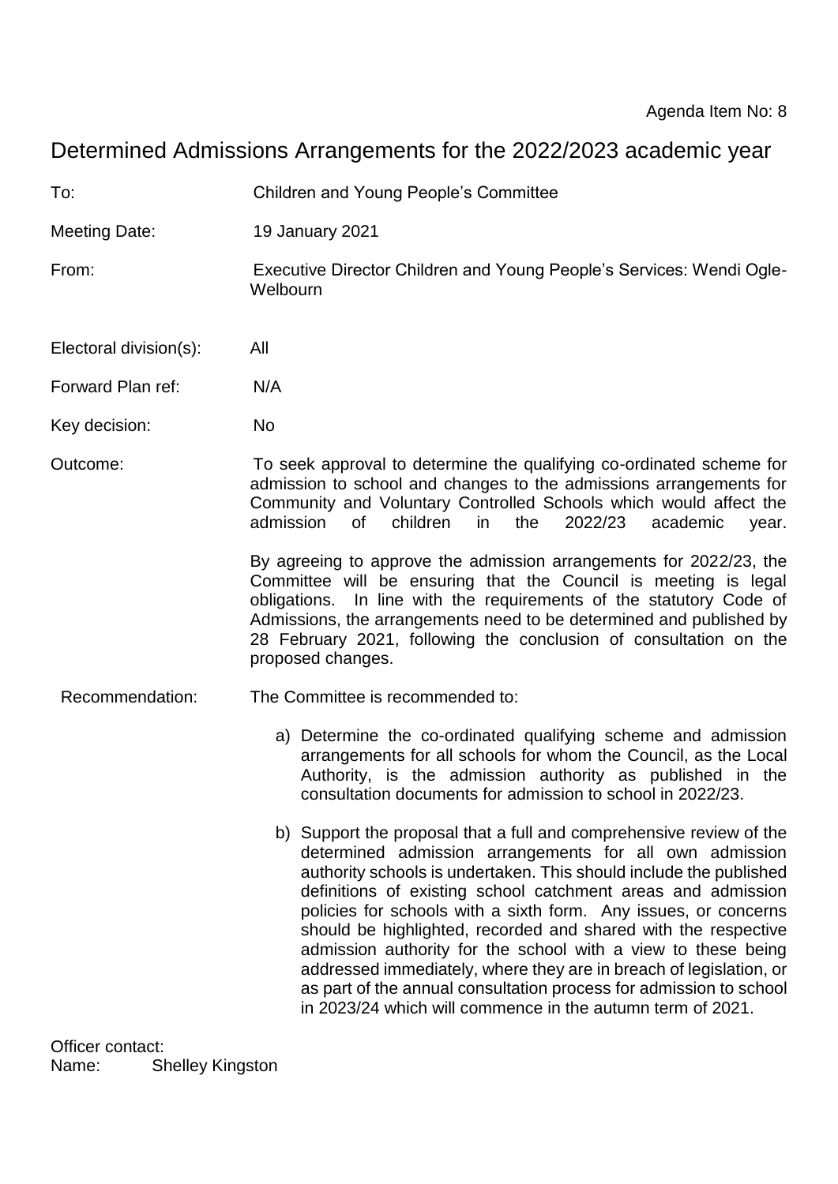Agenda Item No: 8

# Determined Admissions Arrangements for the 2022/2023 academic year

To: Children and Young People's Committee

Meeting Date: 19 January 2021

From: Executive Director Children and Young People's Services: Wendi Ogle-Welbourn

Electoral division(s): All

Forward Plan ref: N/A

Key decision: No

Outcome: To seek approval to determine the qualifying co-ordinated scheme for admission to school and changes to the admissions arrangements for Community and Voluntary Controlled Schools which would affect the admission of children in the 2022/23 academic year.

By agreeing to approve the admission arrangements for 2022/23, the Committee will be ensuring that the Council is meeting is legal obligations. In line with the requirements of the statutory Code of Admissions, the arrangements need to be determined and published by 28 February 2021, following the conclusion of consultation on the proposed changes.

Recommendation: The Committee is recommended to:

a) Determine the co-ordinated qualifying scheme and admission arrangements for all schools for whom the Council, as the Local Authority, is the admission authority as published in the consultation documents for admission to school in 2022/23.

b) Support the proposal that a full and comprehensive review of the determined admission arrangements for all own admission authority schools is undertaken. This should include the published definitions of existing school catchment areas and admission policies for schools with a sixth form. Any issues, or concerns should be highlighted, recorded and shared with the respective admission authority for the school with a view to these being addressed immediately, where they are in breach of legislation, or as part of the annual consultation process for admission to school in 2023/24 which will commence in the autumn term of 2021.

Officer contact:
Name: Shelley Kingston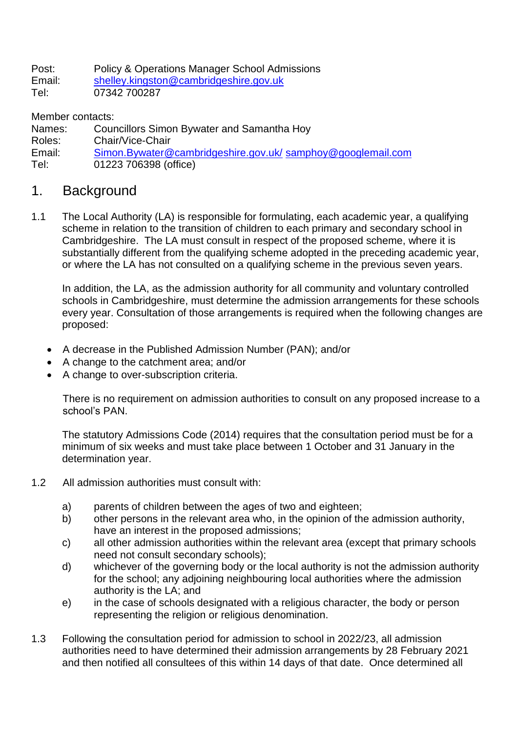Post: Policy & Operations Manager School Admissions
Email: shelley.kingston@cambridgeshire.gov.uk
Tel: 07342 700287

Member contacts:
Names: Councillors Simon Bywater and Samantha Hoy
Roles: Chair/Vice-Chair
Email: Simon.Bywater@cambridgeshire.gov.uk/ samphoy@googlemail.com
Tel: 01223 706398 (office)

## 1. Background

1.1 The Local Authority (LA) is responsible for formulating, each academic year, a qualifying scheme in relation to the transition of children to each primary and secondary school in Cambridgeshire. The LA must consult in respect of the proposed scheme, where it is substantially different from the qualifying scheme adopted in the preceding academic year, or where the LA has not consulted on a qualifying scheme in the previous seven years.

In addition, the LA, as the admission authority for all community and voluntary controlled schools in Cambridgeshire, must determine the admission arrangements for these schools every year. Consultation of those arrangements is required when the following changes are proposed:

- A decrease in the Published Admission Number (PAN); and/or
- A change to the catchment area; and/or
- A change to over-subscription criteria.

There is no requirement on admission authorities to consult on any proposed increase to a school's PAN.

The statutory Admissions Code (2014) requires that the consultation period must be for a minimum of six weeks and must take place between 1 October and 31 January in the determination year.

1.2 All admission authorities must consult with:

a) parents of children between the ages of two and eighteen;
b) other persons in the relevant area who, in the opinion of the admission authority, have an interest in the proposed admissions;
c) all other admission authorities within the relevant area (except that primary schools need not consult secondary schools);
d) whichever of the governing body or the local authority is not the admission authority for the school; any adjoining neighbouring local authorities where the admission authority is the LA; and
e) in the case of schools designated with a religious character, the body or person representing the religion or religious denomination.

1.3 Following the consultation period for admission to school in 2022/23, all admission authorities need to have determined their admission arrangements by 28 February 2021 and then notified all consultees of this within 14 days of that date. Once determined all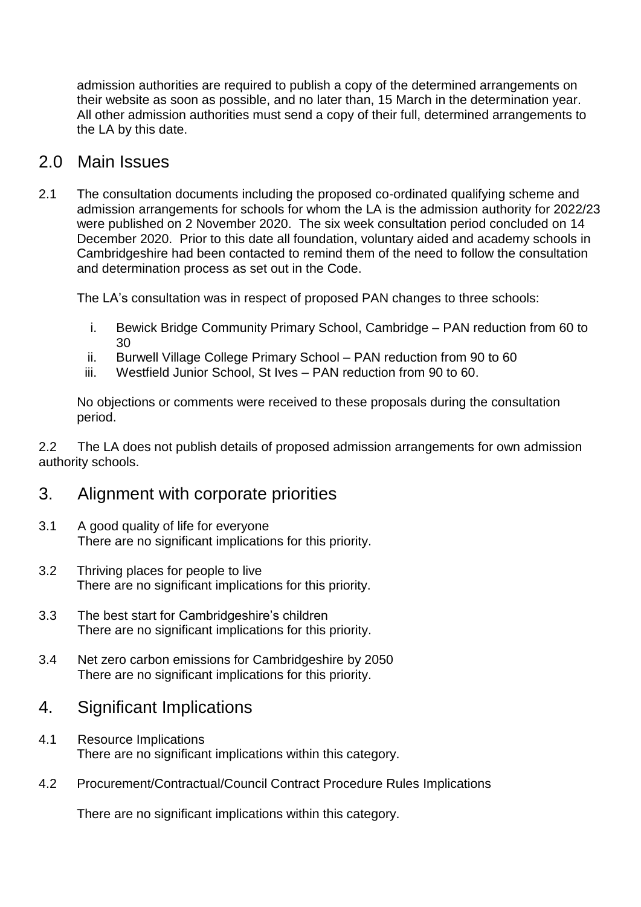admission authorities are required to publish a copy of the determined arrangements on their website as soon as possible, and no later than, 15 March in the determination year. All other admission authorities must send a copy of their full, determined arrangements to the LA by this date.

## 2.0 Main Issues

2.1 The consultation documents including the proposed co-ordinated qualifying scheme and admission arrangements for schools for whom the LA is the admission authority for 2022/23 were published on 2 November 2020. The six week consultation period concluded on 14 December 2020. Prior to this date all foundation, voluntary aided and academy schools in Cambridgeshire had been contacted to remind them of the need to follow the consultation and determination process as set out in the Code.

The LA's consultation was in respect of proposed PAN changes to three schools:

i. Bewick Bridge Community Primary School, Cambridge – PAN reduction from 60 to 30
ii. Burwell Village College Primary School – PAN reduction from 90 to 60
iii. Westfield Junior School, St Ives – PAN reduction from 90 to 60.

No objections or comments were received to these proposals during the consultation period.

2.2 The LA does not publish details of proposed admission arrangements for own admission authority schools.

## 3. Alignment with corporate priorities

3.1 A good quality of life for everyone
There are no significant implications for this priority.

3.2 Thriving places for people to live
There are no significant implications for this priority.

3.3 The best start for Cambridgeshire's children
There are no significant implications for this priority.

3.4 Net zero carbon emissions for Cambridgeshire by 2050
There are no significant implications for this priority.

## 4. Significant Implications

4.1 Resource Implications
There are no significant implications within this category.

4.2 Procurement/Contractual/Council Contract Procedure Rules Implications

There are no significant implications within this category.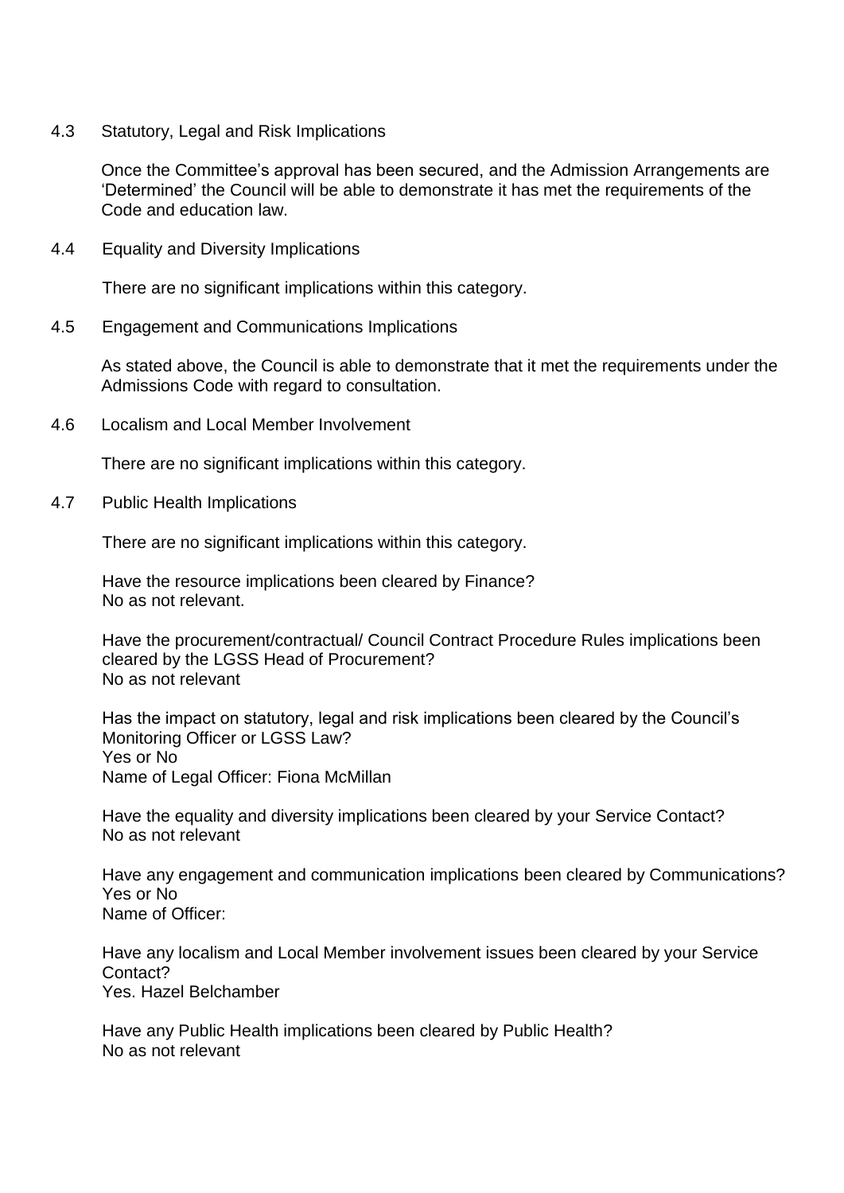### 4.3 Statutory, Legal and Risk Implications

Once the Committee's approval has been secured, and the Admission Arrangements are 'Determined' the Council will be able to demonstrate it has met the requirements of the Code and education law.

### 4.4 Equality and Diversity Implications

There are no significant implications within this category.

### 4.5 Engagement and Communications Implications

As stated above, the Council is able to demonstrate that it met the requirements under the Admissions Code with regard to consultation.

### 4.6 Localism and Local Member Involvement

There are no significant implications within this category.

### 4.7 Public Health Implications

There are no significant implications within this category.

Have the resource implications been cleared by Finance?
No as not relevant.

Have the procurement/contractual/ Council Contract Procedure Rules implications been cleared by the LGSS Head of Procurement?
No as not relevant

Has the impact on statutory, legal and risk implications been cleared by the Council's Monitoring Officer or LGSS Law?
Yes or No
Name of Legal Officer: Fiona McMillan

Have the equality and diversity implications been cleared by your Service Contact?
No as not relevant

Have any engagement and communication implications been cleared by Communications?
Yes or No
Name of Officer:

Have any localism and Local Member involvement issues been cleared by your Service Contact?
Yes. Hazel Belchamber

Have any Public Health implications been cleared by Public Health?
No as not relevant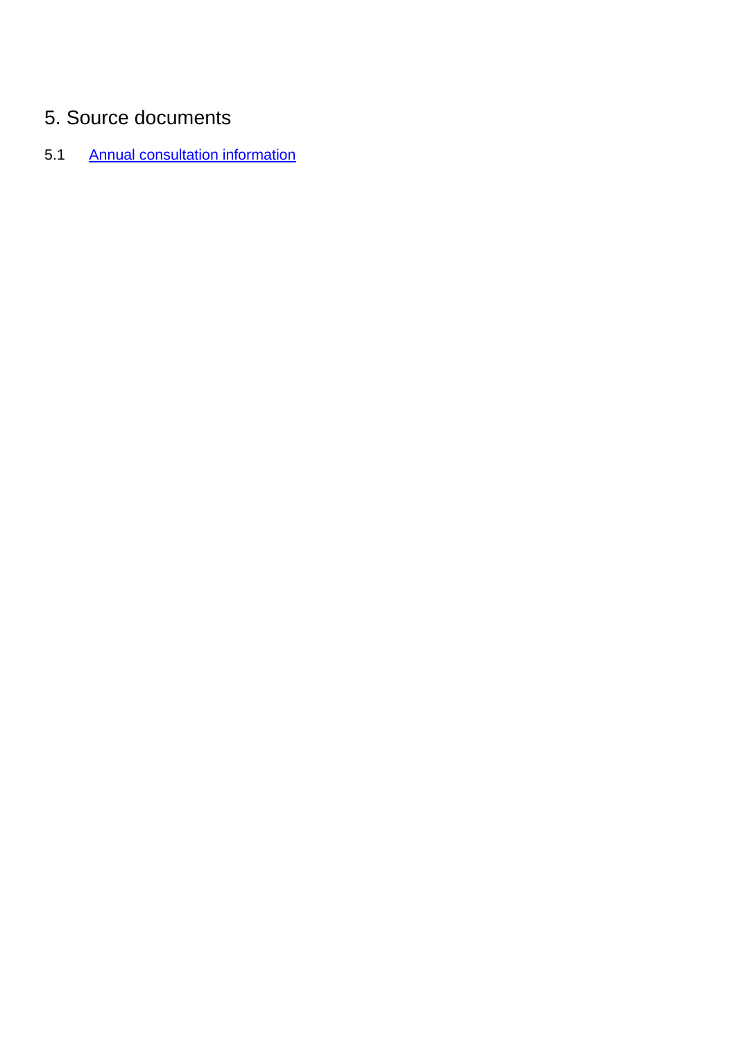## 5. Source documents

5.1 Annual consultation information